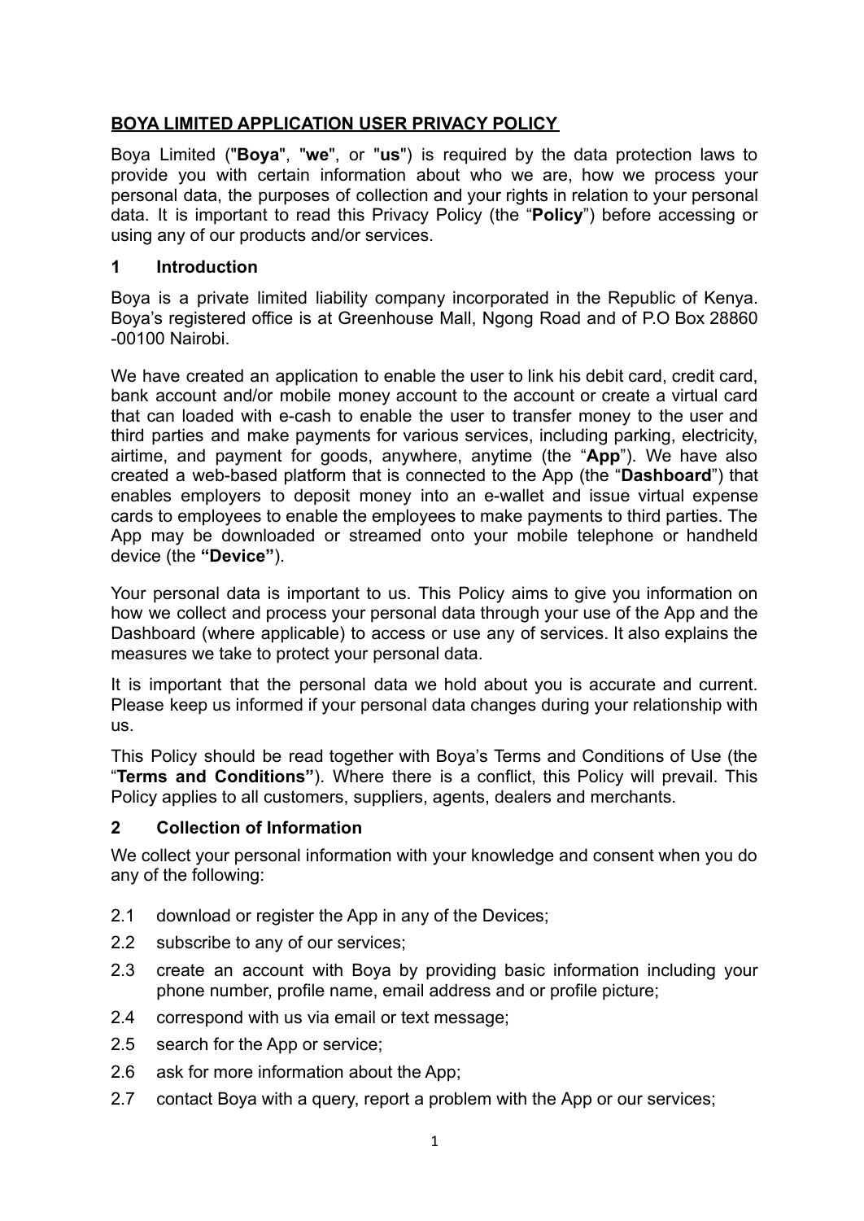# BOYA LIMITED APPLICATION USER PRIVACY POLICY

Boya Limited ("**Boya**", "**we**", or "**us**") is required by the data protection laws to provide you with certain information about who we are, how we process your personal data, the purposes of collection and your rights in relation to your personal data. It is important to read this Privacy Policy (the "**Policy**") before accessing or using any of our products and/or services.

## 1 Introduction

Boya is a private limited liability company incorporated in the Republic of Kenya. Boya's registered office is at Greenhouse Mall, Ngong Road and of P.O Box 28860 -00100 Nairobi.

We have created an application to enable the user to link his debit card, credit card, bank account and/or mobile money account to the account or create a virtual card that can loaded with e-cash to enable the user to transfer money to the user and third parties and make payments for various services, including parking, electricity, airtime, and payment for goods, anywhere, anytime (the "**App**"). We have also created a web-based platform that is connected to the App (the "**Dashboard**") that enables employers to deposit money into an e-wallet and issue virtual expense cards to employees to enable the employees to make payments to third parties. The App may be downloaded or streamed onto your mobile telephone or handheld device (the **"Device"**).

Your personal data is important to us. This Policy aims to give you information on how we collect and process your personal data through your use of the App and the Dashboard (where applicable) to access or use any of services. It also explains the measures we take to protect your personal data.

It is important that the personal data we hold about you is accurate and current. Please keep us informed if your personal data changes during your relationship with us.

This Policy should be read together with Boya's Terms and Conditions of Use (the "**Terms and Conditions"**). Where there is a conflict, this Policy will prevail. This Policy applies to all customers, suppliers, agents, dealers and merchants.

## 2 Collection of Information

We collect your personal information with your knowledge and consent when you do any of the following:

2.1 download or register the App in any of the Devices;

2.2 subscribe to any of our services;

2.3 create an account with Boya by providing basic information including your phone number, profile name, email address and or profile picture;

2.4 correspond with us via email or text message;

2.5 search for the App or service;

2.6 ask for more information about the App;

2.7 contact Boya with a query, report a problem with the App or our services;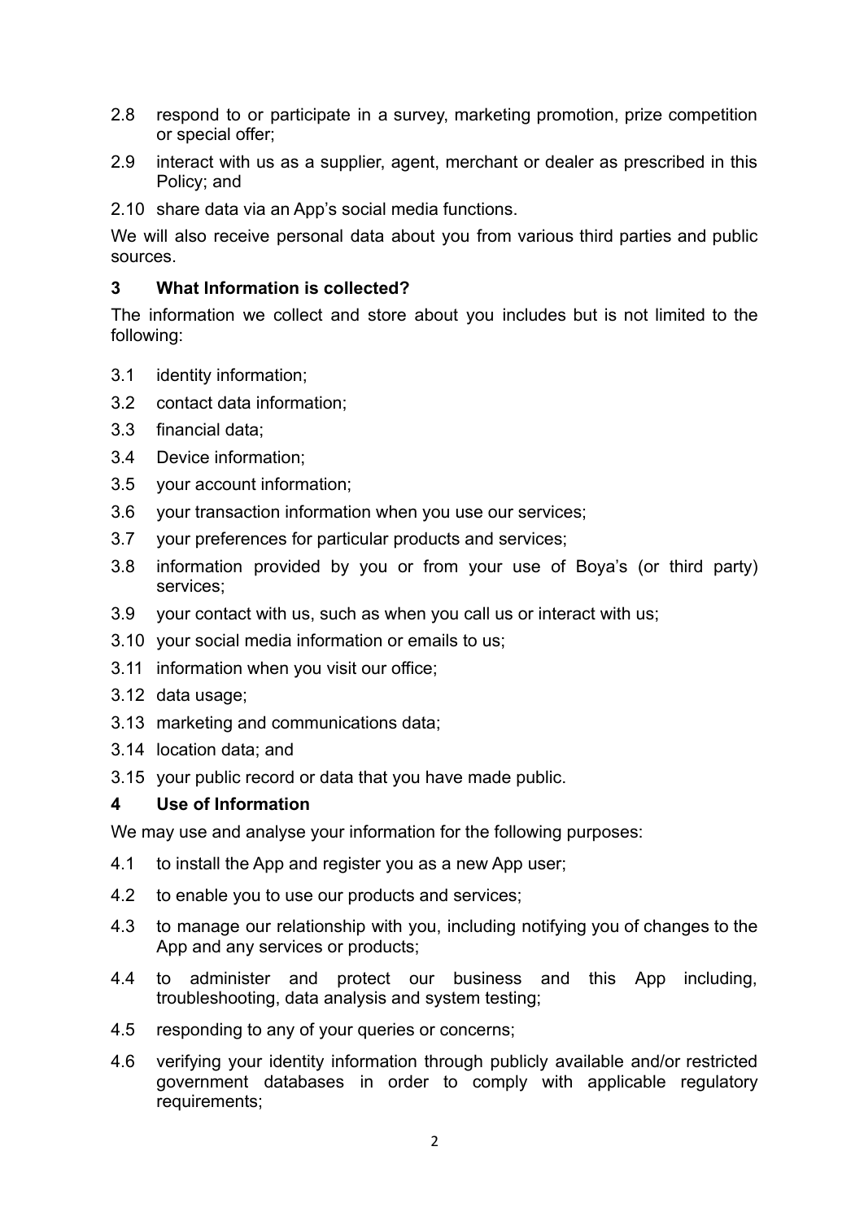2.8 respond to or participate in a survey, marketing promotion, prize competition or special offer;

2.9 interact with us as a supplier, agent, merchant or dealer as prescribed in this Policy; and

2.10 share data via an App's social media functions.

We will also receive personal data about you from various third parties and public sources.

## 3 What Information is collected?

The information we collect and store about you includes but is not limited to the following:

3.1 identity information;

3.2 contact data information;

3.3 financial data;

3.4 Device information;

3.5 your account information;

3.6 your transaction information when you use our services;

3.7 your preferences for particular products and services;

3.8 information provided by you or from your use of Boya's (or third party) services;

3.9 your contact with us, such as when you call us or interact with us;

3.10 your social media information or emails to us;

3.11 information when you visit our office;

3.12 data usage;

3.13 marketing and communications data;

3.14 location data; and

3.15 your public record or data that you have made public.

## 4 Use of Information

We may use and analyse your information for the following purposes:

4.1 to install the App and register you as a new App user;

4.2 to enable you to use our products and services;

4.3 to manage our relationship with you, including notifying you of changes to the App and any services or products;

4.4 to administer and protect our business and this App including, troubleshooting, data analysis and system testing;

4.5 responding to any of your queries or concerns;

4.6 verifying your identity information through publicly available and/or restricted government databases in order to comply with applicable regulatory requirements;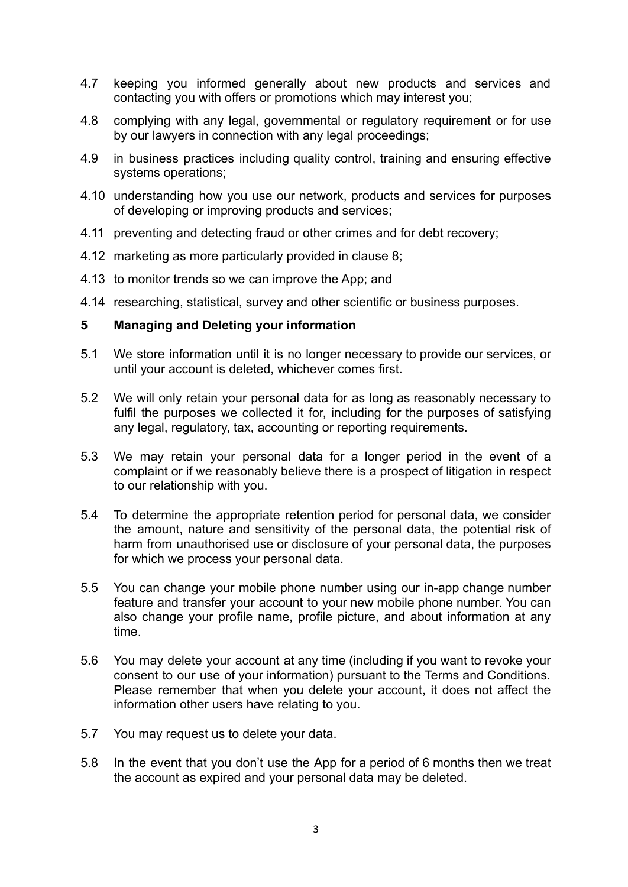4.7 keeping you informed generally about new products and services and contacting you with offers or promotions which may interest you;

4.8 complying with any legal, governmental or regulatory requirement or for use by our lawyers in connection with any legal proceedings;

4.9 in business practices including quality control, training and ensuring effective systems operations;

4.10 understanding how you use our network, products and services for purposes of developing or improving products and services;

4.11 preventing and detecting fraud or other crimes and for debt recovery;

4.12 marketing as more particularly provided in clause 8;

4.13 to monitor trends so we can improve the App; and

4.14 researching, statistical, survey and other scientific or business purposes.

## 5 Managing and Deleting your information

5.1 We store information until it is no longer necessary to provide our services, or until your account is deleted, whichever comes first.

5.2 We will only retain your personal data for as long as reasonably necessary to fulfil the purposes we collected it for, including for the purposes of satisfying any legal, regulatory, tax, accounting or reporting requirements.

5.3 We may retain your personal data for a longer period in the event of a complaint or if we reasonably believe there is a prospect of litigation in respect to our relationship with you.

5.4 To determine the appropriate retention period for personal data, we consider the amount, nature and sensitivity of the personal data, the potential risk of harm from unauthorised use or disclosure of your personal data, the purposes for which we process your personal data.

5.5 You can change your mobile phone number using our in-app change number feature and transfer your account to your new mobile phone number. You can also change your profile name, profile picture, and about information at any time.

5.6 You may delete your account at any time (including if you want to revoke your consent to our use of your information) pursuant to the Terms and Conditions. Please remember that when you delete your account, it does not affect the information other users have relating to you.

5.7 You may request us to delete your data.

5.8 In the event that you don't use the App for a period of 6 months then we treat the account as expired and your personal data may be deleted.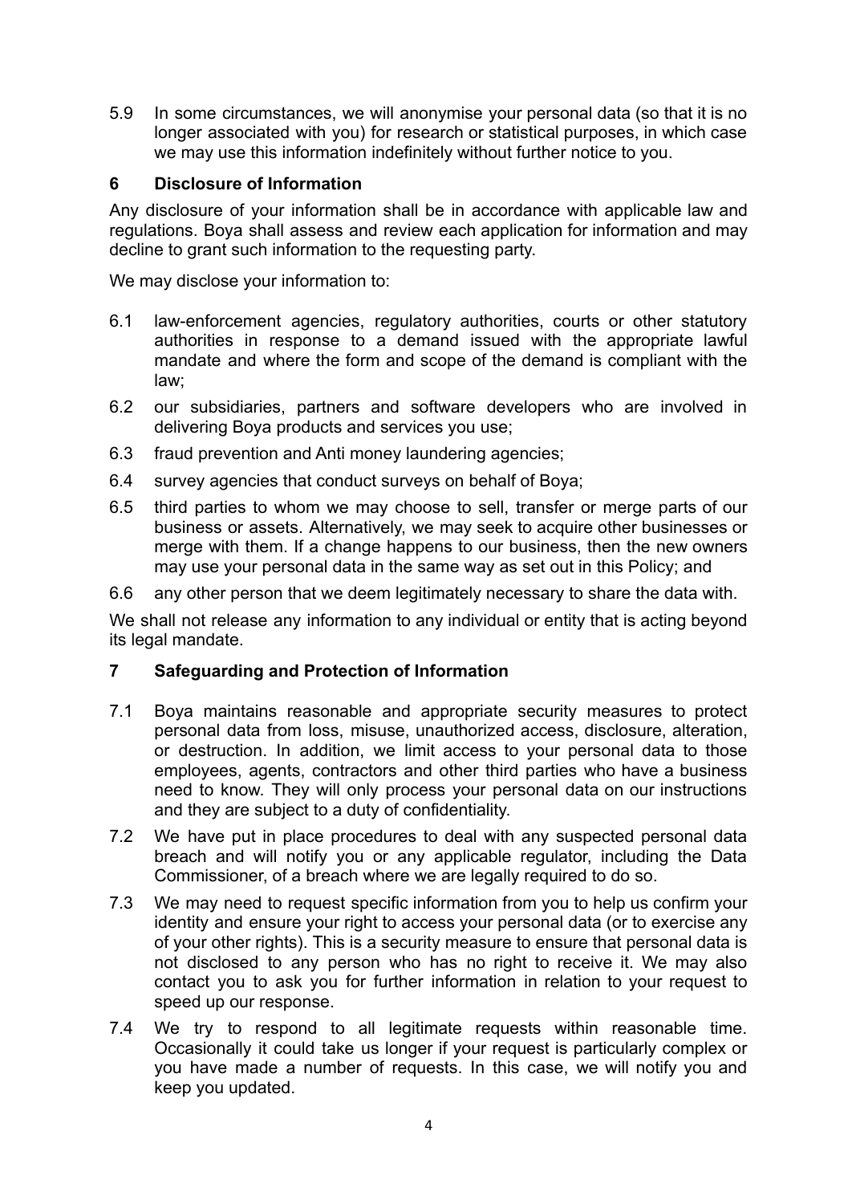5.9 In some circumstances, we will anonymise your personal data (so that it is no longer associated with you) for research or statistical purposes, in which case we may use this information indefinitely without further notice to you.

## 6 Disclosure of Information

Any disclosure of your information shall be in accordance with applicable law and regulations. Boya shall assess and review each application for information and may decline to grant such information to the requesting party.

We may disclose your information to:

6.1 law-enforcement agencies, regulatory authorities, courts or other statutory authorities in response to a demand issued with the appropriate lawful mandate and where the form and scope of the demand is compliant with the law;

6.2 our subsidiaries, partners and software developers who are involved in delivering Boya products and services you use;

6.3 fraud prevention and Anti money laundering agencies;

6.4 survey agencies that conduct surveys on behalf of Boya;

6.5 third parties to whom we may choose to sell, transfer or merge parts of our business or assets. Alternatively, we may seek to acquire other businesses or merge with them. If a change happens to our business, then the new owners may use your personal data in the same way as set out in this Policy; and

6.6 any other person that we deem legitimately necessary to share the data with.

We shall not release any information to any individual or entity that is acting beyond its legal mandate.

## 7 Safeguarding and Protection of Information

7.1 Boya maintains reasonable and appropriate security measures to protect personal data from loss, misuse, unauthorized access, disclosure, alteration, or destruction. In addition, we limit access to your personal data to those employees, agents, contractors and other third parties who have a business need to know. They will only process your personal data on our instructions and they are subject to a duty of confidentiality.

7.2 We have put in place procedures to deal with any suspected personal data breach and will notify you or any applicable regulator, including the Data Commissioner, of a breach where we are legally required to do so.

7.3 We may need to request specific information from you to help us confirm your identity and ensure your right to access your personal data (or to exercise any of your other rights). This is a security measure to ensure that personal data is not disclosed to any person who has no right to receive it. We may also contact you to ask you for further information in relation to your request to speed up our response.

7.4 We try to respond to all legitimate requests within reasonable time. Occasionally it could take us longer if your request is particularly complex or you have made a number of requests. In this case, we will notify you and keep you updated.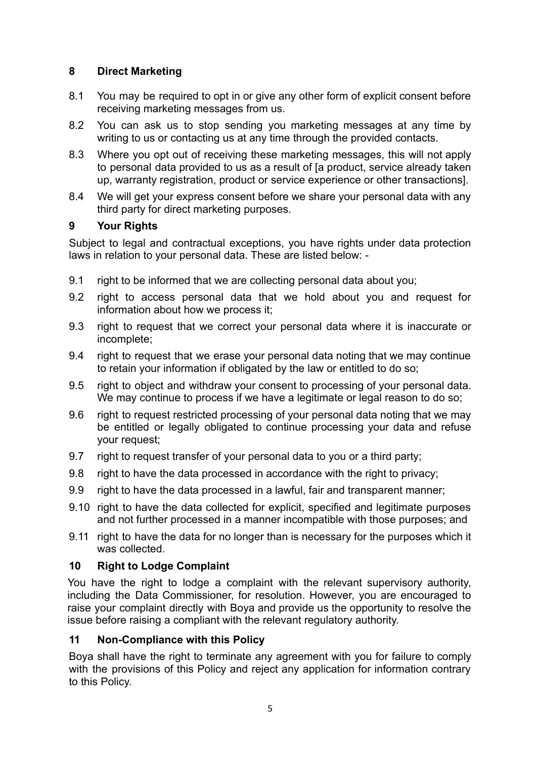## 8 Direct Marketing

8.1 You may be required to opt in or give any other form of explicit consent before receiving marketing messages from us.

8.2 You can ask us to stop sending you marketing messages at any time by writing to us or contacting us at any time through the provided contacts.

8.3 Where you opt out of receiving these marketing messages, this will not apply to personal data provided to us as a result of [a product, service already taken up, warranty registration, product or service experience or other transactions].

8.4 We will get your express consent before we share your personal data with any third party for direct marketing purposes.

## 9 Your Rights

Subject to legal and contractual exceptions, you have rights under data protection laws in relation to your personal data. These are listed below: -

9.1 right to be informed that we are collecting personal data about you;

9.2 right to access personal data that we hold about you and request for information about how we process it;

9.3 right to request that we correct your personal data where it is inaccurate or incomplete;

9.4 right to request that we erase your personal data noting that we may continue to retain your information if obligated by the law or entitled to do so;

9.5 right to object and withdraw your consent to processing of your personal data. We may continue to process if we have a legitimate or legal reason to do so;

9.6 right to request restricted processing of your personal data noting that we may be entitled or legally obligated to continue processing your data and refuse your request;

9.7 right to request transfer of your personal data to you or a third party;

9.8 right to have the data processed in accordance with the right to privacy;

9.9 right to have the data processed in a lawful, fair and transparent manner;

9.10 right to have the data collected for explicit, specified and legitimate purposes and not further processed in a manner incompatible with those purposes; and

9.11 right to have the data for no longer than is necessary for the purposes which it was collected.

## 10 Right to Lodge Complaint

You have the right to lodge a complaint with the relevant supervisory authority, including the Data Commissioner, for resolution. However, you are encouraged to raise your complaint directly with Boya and provide us the opportunity to resolve the issue before raising a compliant with the relevant regulatory authority.

## 11 Non-Compliance with this Policy

Boya shall have the right to terminate any agreement with you for failure to comply with the provisions of this Policy and reject any application for information contrary to this Policy.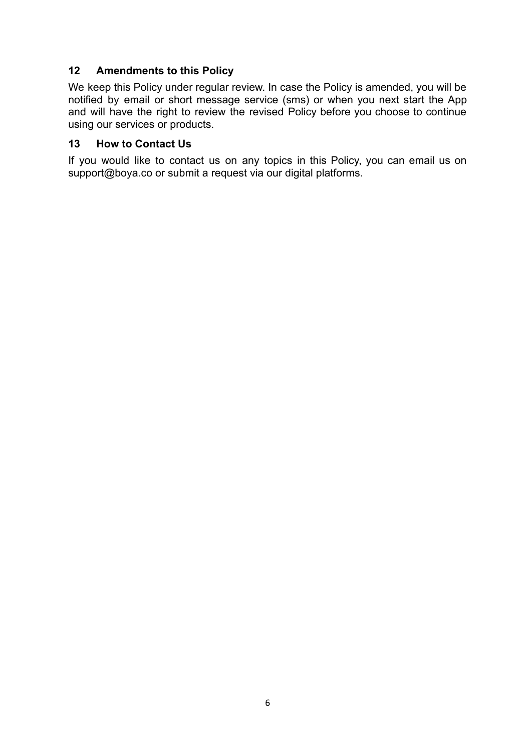## 12 Amendments to this Policy

We keep this Policy under regular review. In case the Policy is amended, you will be notified by email or short message service (sms) or when you next start the App and will have the right to review the revised Policy before you choose to continue using our services or products.

## 13 How to Contact Us

If you would like to contact us on any topics in this Policy, you can email us on support@boya.co or submit a request via our digital platforms.